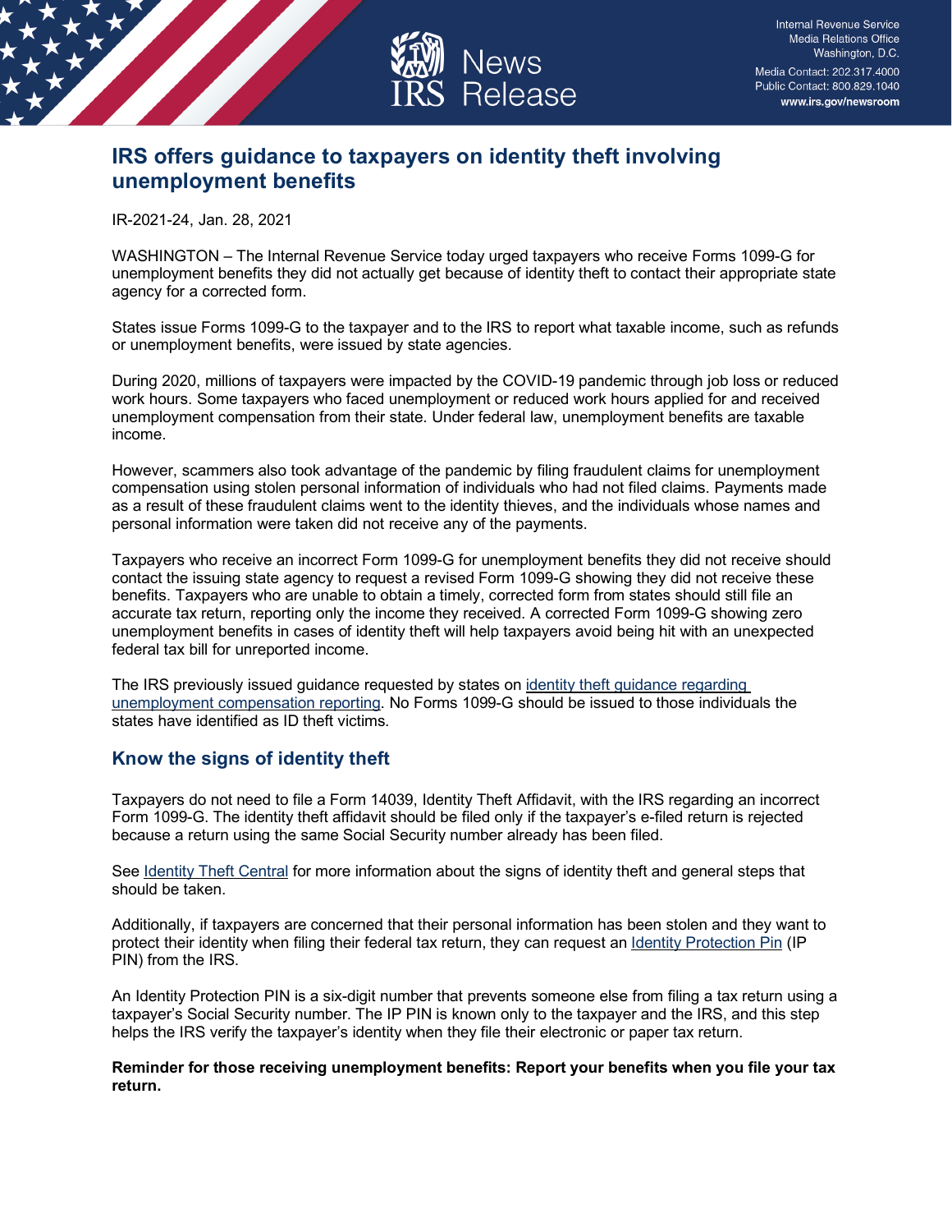Internal Revenue Service
Media Relations Office
Washington, D.C.
Media Contact: 202.317.4000
Public Contact: 800.829.1040
www.irs.gov/newsroom

News Release

# IRS offers guidance to taxpayers on identity theft involving unemployment benefits

IR-2021-24, Jan. 28, 2021

WASHINGTON – The Internal Revenue Service today urged taxpayers who receive Forms 1099-G for unemployment benefits they did not actually get because of identity theft to contact their appropriate state agency for a corrected form.

States issue Forms 1099-G to the taxpayer and to the IRS to report what taxable income, such as refunds or unemployment benefits, were issued by state agencies.

During 2020, millions of taxpayers were impacted by the COVID-19 pandemic through job loss or reduced work hours. Some taxpayers who faced unemployment or reduced work hours applied for and received unemployment compensation from their state. Under federal law, unemployment benefits are taxable income.

However, scammers also took advantage of the pandemic by filing fraudulent claims for unemployment compensation using stolen personal information of individuals who had not filed claims. Payments made as a result of these fraudulent claims went to the identity thieves, and the individuals whose names and personal information were taken did not receive any of the payments.

Taxpayers who receive an incorrect Form 1099-G for unemployment benefits they did not receive should contact the issuing state agency to request a revised Form 1099-G showing they did not receive these benefits. Taxpayers who are unable to obtain a timely, corrected form from states should still file an accurate tax return, reporting only the income they received. A corrected Form 1099-G showing zero unemployment benefits in cases of identity theft will help taxpayers avoid being hit with an unexpected federal tax bill for unreported income.

The IRS previously issued guidance requested by states on identity theft guidance regarding unemployment compensation reporting. No Forms 1099-G should be issued to those individuals the states have identified as ID theft victims.

## Know the signs of identity theft

Taxpayers do not need to file a Form 14039, Identity Theft Affidavit, with the IRS regarding an incorrect Form 1099-G. The identity theft affidavit should be filed only if the taxpayer's e-filed return is rejected because a return using the same Social Security number already has been filed.

See Identity Theft Central for more information about the signs of identity theft and general steps that should be taken.

Additionally, if taxpayers are concerned that their personal information has been stolen and they want to protect their identity when filing their federal tax return, they can request an Identity Protection Pin (IP PIN) from the IRS.

An Identity Protection PIN is a six-digit number that prevents someone else from filing a tax return using a taxpayer's Social Security number. The IP PIN is known only to the taxpayer and the IRS, and this step helps the IRS verify the taxpayer's identity when they file their electronic or paper tax return.

**Reminder for those receiving unemployment benefits: Report your benefits when you file your tax return.**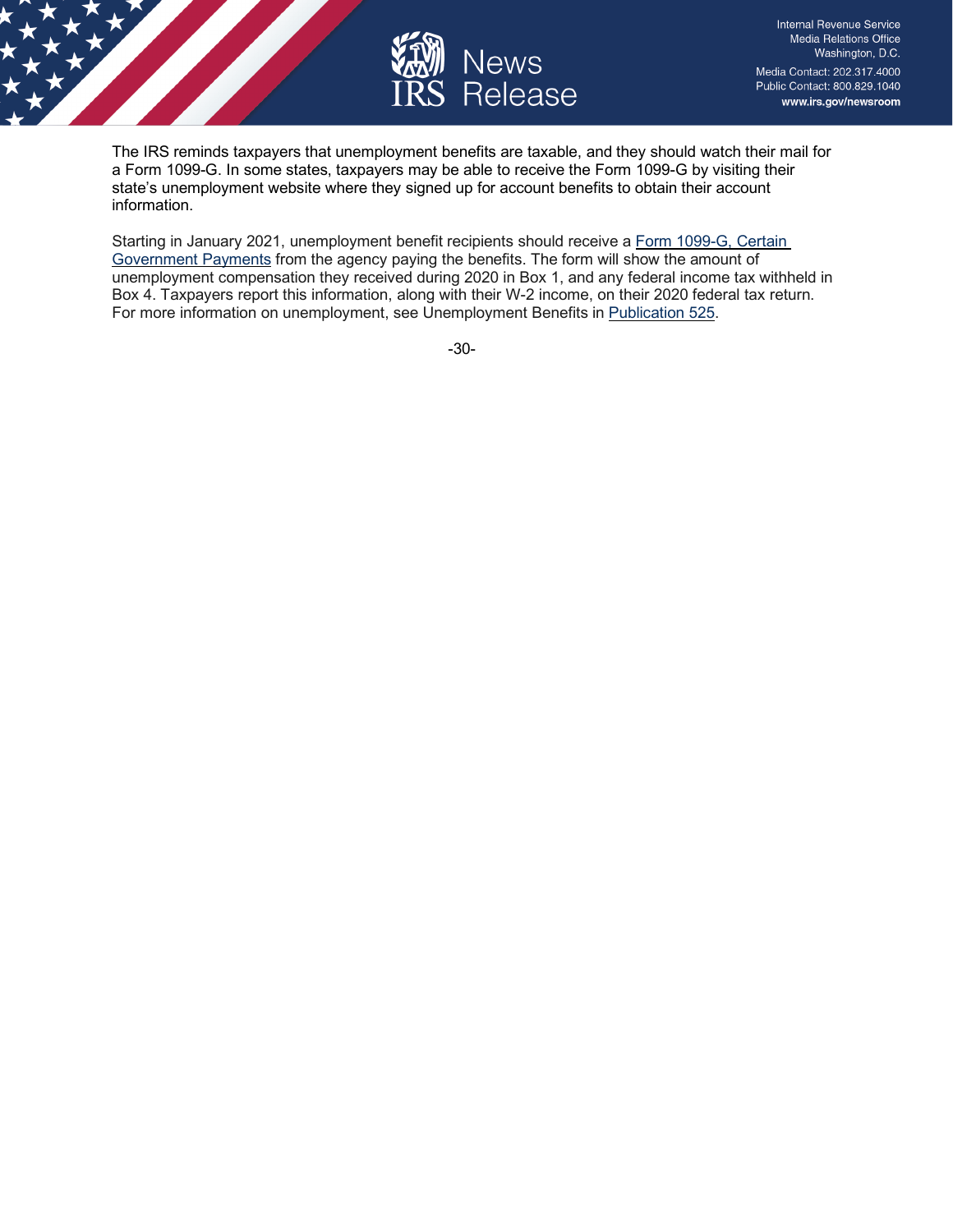The IRS reminds taxpayers that unemployment benefits are taxable, and they should watch their mail for a Form 1099-G. In some states, taxpayers may be able to receive the Form 1099-G by visiting their state's unemployment website where they signed up for account benefits to obtain their account information.

Starting in January 2021, unemployment benefit recipients should receive a Form 1099-G, Certain Government Payments from the agency paying the benefits. The form will show the amount of unemployment compensation they received during 2020 in Box 1, and any federal income tax withheld in Box 4. Taxpayers report this information, along with their W-2 income, on their 2020 federal tax return. For more information on unemployment, see Unemployment Benefits in Publication 525.

-30-